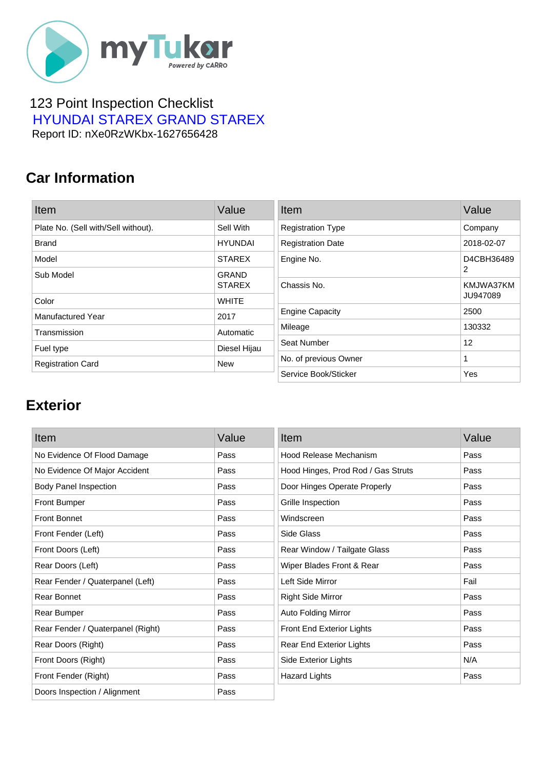123 Point Inspection Checklist

HYUNDAI STAREX GRAND STAREX

Report ID: nXe0RzWKbx-1627656428

## Car Information

| Item | Value |
|---|---|
| Plate No. (Sell with/Sell without). | Sell With |
| Brand | HYUNDAI |
| Model | STAREX |
| Sub Model | GRAND STAREX |
| Color | WHITE |
| Manufactured Year | 2017 |
| Transmission | Automatic |
| Fuel type | Diesel Hijau |
| Registration Card | New |

| Item | Value |
|---|---|
| Registration Type | Company |
| Registration Date | 2018-02-07 |
| Engine No. | D4CBH364892 |
| Chassis No. | KMJWA37KMJU947089 |
| Engine Capacity | 2500 |
| Mileage | 130332 |
| Seat Number | 12 |
| No. of previous Owner | 1 |
| Service Book/Sticker | Yes |

## Exterior

| Item | Value |
|---|---|
| No Evidence Of Flood Damage | Pass |
| No Evidence Of Major Accident | Pass |
| Body Panel Inspection | Pass |
| Front Bumper | Pass |
| Front Bonnet | Pass |
| Front Fender (Left) | Pass |
| Front Doors (Left) | Pass |
| Rear Doors (Left) | Pass |
| Rear Fender / Quaterpanel (Left) | Pass |
| Rear Bonnet | Pass |
| Rear Bumper | Pass |
| Rear Fender / Quaterpanel (Right) | Pass |
| Rear Doors (Right) | Pass |
| Front Doors (Right) | Pass |
| Front Fender (Right) | Pass |
| Doors Inspection / Alignment | Pass |

| Item | Value |
|---|---|
| Hood Release Mechanism | Pass |
| Hood Hinges, Prod Rod / Gas Struts | Pass |
| Door Hinges Operate Properly | Pass |
| Grille Inspection | Pass |
| Windscreen | Pass |
| Side Glass | Pass |
| Rear Window / Tailgate Glass | Pass |
| Wiper Blades Front & Rear | Pass |
| Left Side Mirror | Fail |
| Right Side Mirror | Pass |
| Auto Folding Mirror | Pass |
| Front End Exterior Lights | Pass |
| Rear End Exterior Lights | Pass |
| Side Exterior Lights | N/A |
| Hazard Lights | Pass |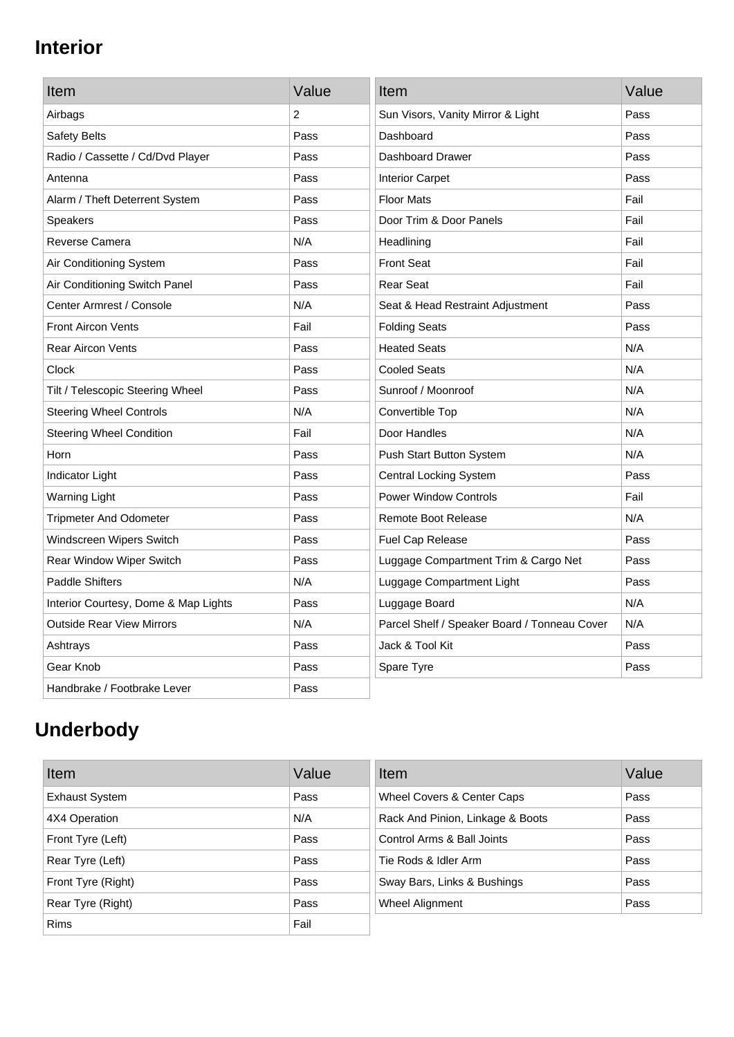## Interior

| Item | Value |
| --- | --- |
| Airbags | 2 |
| Safety Belts | Pass |
| Radio / Cassette / Cd/Dvd Player | Pass |
| Antenna | Pass |
| Alarm / Theft Deterrent System | Pass |
| Speakers | Pass |
| Reverse Camera | N/A |
| Air Conditioning System | Pass |
| Air Conditioning Switch Panel | Pass |
| Center Armrest / Console | N/A |
| Front Aircon Vents | Fail |
| Rear Aircon Vents | Pass |
| Clock | Pass |
| Tilt / Telescopic Steering Wheel | Pass |
| Steering Wheel Controls | N/A |
| Steering Wheel Condition | Fail |
| Horn | Pass |
| Indicator Light | Pass |
| Warning Light | Pass |
| Tripmeter And Odometer | Pass |
| Windscreen Wipers Switch | Pass |
| Rear Window Wiper Switch | Pass |
| Paddle Shifters | N/A |
| Interior Courtesy, Dome & Map Lights | Pass |
| Outside Rear View Mirrors | N/A |
| Ashtrays | Pass |
| Gear Knob | Pass |
| Handbrake / Footbrake Lever | Pass |

| Item | Value |
| --- | --- |
| Sun Visors, Vanity Mirror & Light | Pass |
| Dashboard | Pass |
| Dashboard Drawer | Pass |
| Interior Carpet | Pass |
| Floor Mats | Fail |
| Door Trim & Door Panels | Fail |
| Headlining | Fail |
| Front Seat | Fail |
| Rear Seat | Fail |
| Seat & Head Restraint Adjustment | Pass |
| Folding Seats | Pass |
| Heated Seats | N/A |
| Cooled Seats | N/A |
| Sunroof / Moonroof | N/A |
| Convertible Top | N/A |
| Door Handles | N/A |
| Push Start Button System | N/A |
| Central Locking System | Pass |
| Power Window Controls | Fail |
| Remote Boot Release | N/A |
| Fuel Cap Release | Pass |
| Luggage Compartment Trim & Cargo Net | Pass |
| Luggage Compartment Light | Pass |
| Luggage Board | N/A |
| Parcel Shelf / Speaker Board / Tonneau Cover | N/A |
| Jack & Tool Kit | Pass |
| Spare Tyre | Pass |

## Underbody

| Item | Value |
| --- | --- |
| Exhaust System | Pass |
| 4X4 Operation | N/A |
| Front Tyre (Left) | Pass |
| Rear Tyre (Left) | Pass |
| Front Tyre (Right) | Pass |
| Rear Tyre (Right) | Pass |
| Rims | Fail |

| Item | Value |
| --- | --- |
| Wheel Covers & Center Caps | Pass |
| Rack And Pinion, Linkage & Boots | Pass |
| Control Arms & Ball Joints | Pass |
| Tie Rods & Idler Arm | Pass |
| Sway Bars, Links & Bushings | Pass |
| Wheel Alignment | Pass |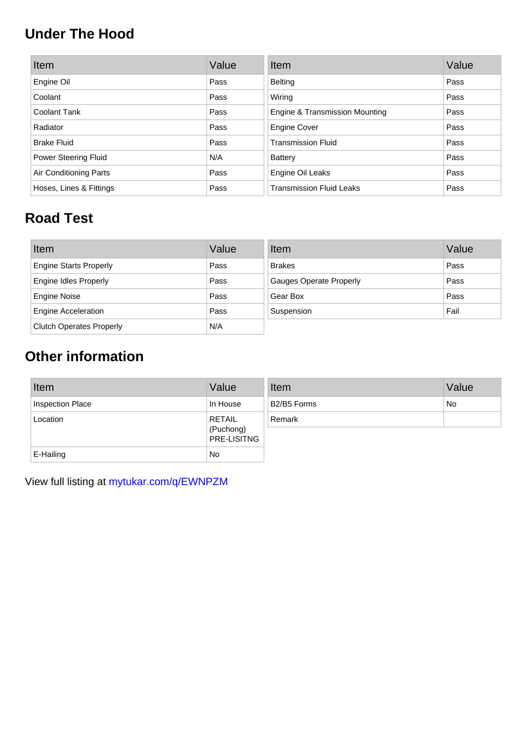## Under The Hood

| Item | Value |
| --- | --- |
| Engine Oil | Pass |
| Coolant | Pass |
| Coolant Tank | Pass |
| Radiator | Pass |
| Brake Fluid | Pass |
| Power Steering Fluid | N/A |
| Air Conditioning Parts | Pass |
| Hoses, Lines & Fittings | Pass |

| Item | Value |
| --- | --- |
| Belting | Pass |
| Wiring | Pass |
| Engine & Transmission Mounting | Pass |
| Engine Cover | Pass |
| Transmission Fluid | Pass |
| Battery | Pass |
| Engine Oil Leaks | Pass |
| Transmission Fluid Leaks | Pass |

## Road Test

| Item | Value |
| --- | --- |
| Engine Starts Properly | Pass |
| Engine Idles Properly | Pass |
| Engine Noise | Pass |
| Engine Acceleration | Pass |
| Clutch Operates Properly | N/A |

| Item | Value |
| --- | --- |
| Brakes | Pass |
| Gauges Operate Properly | Pass |
| Gear Box | Pass |
| Suspension | Fail |

## Other information

| Item | Value |
| --- | --- |
| Inspection Place | In House |
| Location | RETAIL (Puchong) PRE-LISITNG |
| E-Hailing | No |

| Item | Value |
| --- | --- |
| B2/B5 Forms | No |
| Remark | |

View full listing at [mytukar.com/q/EWNPZM](mytukar.com/q/EWNPZM)